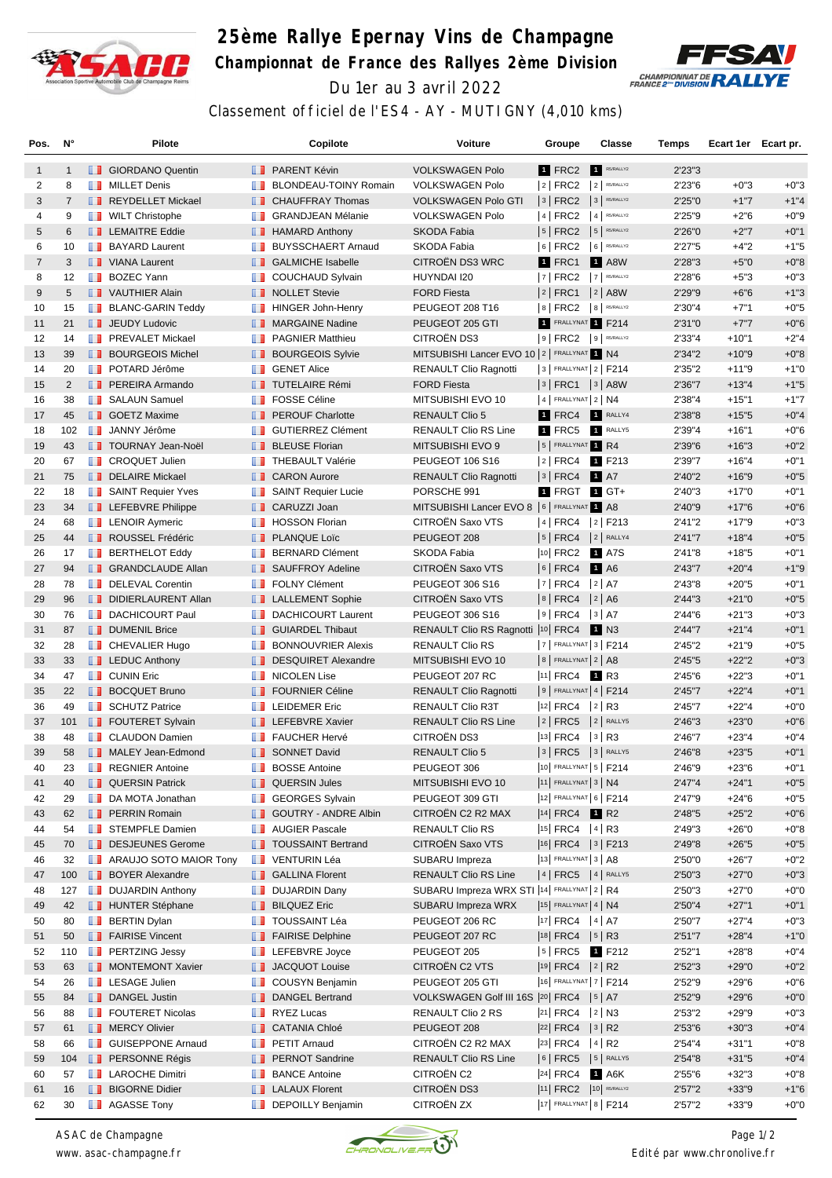# 25ème Rallye Epernay Vins de Champagne

## Championnat de France des Rallyes 2ème Division

Du 1er au 3 avril 2022

Classement officiel de l'ES4 - AY - MUTIGNY (4,010 kms)

| Pos. | N° | Pilote | Copilote | Voiture | Groupe | Classe | Temps | Ecart 1er | Ecart pr. |
|---|---|---|---|---|---|---|---|---|---|
| 1 | 1 | GIORDANO Quentin | PARENT Kévin | VOLKSWAGEN Polo | 1 FRC2 | 1 R5/RALLY2 | 2'23"3 | | |
| 2 | 8 | MILLET Denis | BLONDEAU-TOINY Romain | VOLKSWAGEN Polo | 2 FRC2 | 2 R5/RALLY2 | 2'23"6 | +0"3 | +0"3 |
| 3 | 7 | REYDELLET Mickael | CHAUFFRAY Thomas | VOLKSWAGEN Polo GTI | 3 FRC2 | 3 R5/RALLY2 | 2'25"0 | +1"7 | +1"4 |
| 4 | 9 | WILT Christophe | GRANDJEAN Mélanie | VOLKSWAGEN Polo | 4 FRC2 | 4 R5/RALLY2 | 2'25"9 | +2"6 | +0"9 |
| 5 | 6 | LEMAITRE Eddie | HAMARD Anthony | SKODA Fabia | 5 FRC2 | 5 R5/RALLY2 | 2'26"0 | +2"7 | +0"1 |
| 6 | 10 | BAYARD Laurent | BUYSSCHAERT Arnaud | SKODA Fabia | 6 FRC2 | 6 R5/RALLY2 | 2'27"5 | +4"2 | +1"5 |
| 7 | 3 | VIANA Laurent | GALMICHE Isabelle | CITROËN DS3 WRC | 1 FRC1 | 1 A8W | 2'28"3 | +5"0 | +0"8 |
| 8 | 12 | BOZEC Yann | COUCHAUD Sylvain | HUYNDAI I20 | 7 FRC2 | 7 R5/RALLY2 | 2'28"6 | +5"3 | +0"3 |
| 9 | 5 | VAUTHIER Alain | NOLLET Stevie | FORD Fiesta | 2 FRC1 | 2 A8W | 2'29"9 | +6"6 | +1"3 |
| 10 | 15 | BLANC-GARIN Teddy | HINGER John-Henry | PEUGEOT 208 T16 | 8 FRC2 | 8 R5/RALLY2 | 2'30"4 | +7"1 | +0"5 |
| 11 | 21 | JEUDY Ludovic | MARGAINE Nadine | PEUGEOT 205 GTI | 1 FRALLYNAT | 1 F214 | 2'31"0 | +7"7 | +0"6 |
| 12 | 14 | PREVALET Mickael | PAGNIER Matthieu | CITROËN DS3 | 9 FRC2 | 9 R5/RALLY2 | 2'33"4 | +10"1 | +2"4 |
| 13 | 39 | BOURGEOIS Michel | BOURGEOIS Sylvie | MITSUBISHI Lancer EVO 10 | 2 FRALLYNAT | 1 N4 | 2'34"2 | +10"9 | +0"8 |
| 14 | 20 | POTARD Jérôme | GENET Alice | RENAULT Clio Ragnotti | 3 FRALLYNAT | 2 F214 | 2'35"2 | +11"9 | +1"0 |
| 15 | 2 | PEREIRA Armando | TUTELAIRE Rémi | FORD Fiesta | 3 FRC1 | 3 A8W | 2'36"7 | +13"4 | +1"5 |
| 16 | 38 | SALAUN Samuel | FOSSE Céline | MITSUBISHI EVO 10 | 4 FRALLYNAT | 2 N4 | 2'38"4 | +15"1 | +1"7 |
| 17 | 45 | GOETZ Maxime | PEROUF Charlotte | RENAULT Clio 5 | 1 FRC4 | 1 RALLY4 | 2'38"8 | +15"5 | +0"4 |
| 18 | 102 | JANNY Jérôme | GUTIERREZ Clément | RENAULT Clio RS Line | 1 FRC5 | 1 RALLY5 | 2'39"4 | +16"1 | +0"6 |
| 19 | 43 | TOURNAY Jean-Noël | BLEUSE Florian | MITSUBISHI EVO 9 | 5 FRALLYNAT | 1 R4 | 2'39"6 | +16"3 | +0"2 |
| 20 | 67 | CROQUET Julien | THEBAULT Valérie | PEUGEOT 106 S16 | 2 FRC4 | 1 F213 | 2'39"7 | +16"4 | +0"1 |
| 21 | 75 | DELAIRE Mickael | CARON Aurore | RENAULT Clio Ragnotti | 3 FRC4 | 1 A7 | 2'40"2 | +16"9 | +0"5 |
| 22 | 18 | SAINT Requier Yves | SAINT Requier Lucie | PORSCHE 991 | 1 FRGT | 1 GT+ | 2'40"3 | +17"0 | +0"1 |
| 23 | 34 | LEFEBVRE Philippe | CARUZZI Joan | MITSUBISHI Lancer EVO 8 | 6 FRALLYNAT | 1 A8 | 2'40"9 | +17"6 | +0"6 |
| 24 | 68 | LENOIR Aymeric | HOSSON Florian | CITROËN Saxo VTS | 4 FRC4 | 2 F213 | 2'41"2 | +17"9 | +0"3 |
| 25 | 44 | ROUSSEL Frédéric | PLANQUE Loïc | PEUGEOT 208 | 5 FRC4 | 2 RALLY4 | 2'41"7 | +18"4 | +0"5 |
| 26 | 17 | BERTHELOT Eddy | BERNARD Clément | SKODA Fabia | 10 FRC2 | 1 A7S | 2'41"8 | +18"5 | +0"1 |
| 27 | 94 | GRANDCLAUDE Allan | SAUFFROY Adeline | CITROËN Saxo VTS | 6 FRC4 | 1 A6 | 2'43"7 | +20"4 | +1"9 |
| 28 | 78 | DELEVAL Corentin | FOLNY Clément | PEUGEOT 306 S16 | 7 FRC4 | 2 A7 | 2'43"8 | +20"5 | +0"1 |
| 29 | 96 | DIDIERLAURENT Allan | LALLEMENT Sophie | CITROËN Saxo VTS | 8 FRC4 | 2 A6 | 2'44"3 | +21"0 | +0"5 |
| 30 | 76 | DACHICOURT Paul | DACHICOURT Laurent | PEUGEOT 306 S16 | 9 FRC4 | 3 A7 | 2'44"6 | +21"3 | +0"3 |
| 31 | 87 | DUMENIL Brice | GUIARDEL Thibaut | RENAULT Clio RS Ragnotti | 10 FRC4 | 1 N3 | 2'44"7 | +21"4 | +0"1 |
| 32 | 28 | CHEVALIER Hugo | BONNOUVRIER Alexis | RENAULT Clio RS | 7 FRALLYNAT | 3 F214 | 2'45"2 | +21"9 | +0"5 |
| 33 | 33 | LEDUC Anthony | DESQUIRET Alexandre | MITSUBISHI EVO 10 | 8 FRALLYNAT | 2 A8 | 2'45"5 | +22"2 | +0"3 |
| 34 | 47 | CUNIN Eric | NICOLEN Lise | PEUGEOT 207 RC | 11 FRC4 | 1 R3 | 2'45"6 | +22"3 | +0"1 |
| 35 | 22 | BOCQUET Bruno | FOURNIER Céline | RENAULT Clio Ragnotti | 9 FRALLYNAT | 4 F214 | 2'45"7 | +22"4 | +0"1 |
| 36 | 49 | SCHUTZ Patrice | LEIDEMER Eric | RENAULT Clio R3T | 12 FRC4 | 2 R3 | 2'45"7 | +22"4 | +0"0 |
| 37 | 101 | FOUTERET Sylvain | LEFEBVRE Xavier | RENAULT Clio RS Line | 2 FRC5 | 2 RALLY5 | 2'46"3 | +23"0 | +0"6 |
| 38 | 48 | CLAUDON Damien | FAUCHER Hervé | CITROËN DS3 | 13 FRC4 | 3 R3 | 2'46"7 | +23"4 | +0"4 |
| 39 | 58 | MALEY Jean-Edmond | SONNET David | RENAULT Clio 5 | 3 FRC5 | 3 RALLY5 | 2'46"8 | +23"5 | +0"1 |
| 40 | 23 | REGNIER Antoine | BOSSE Antoine | PEUGEOT 306 | 10 FRALLYNAT | 5 F214 | 2'46"9 | +23"6 | +0"1 |
| 41 | 40 | QUERSIN Patrick | QUERSIN Jules | MITSUBISHI EVO 10 | 11 FRALLYNAT | 3 N4 | 2'47"4 | +24"1 | +0"5 |
| 42 | 29 | DA MOTA Jonathan | GEORGES Sylvain | PEUGEOT 309 GTI | 12 FRALLYNAT | 6 F214 | 2'47"9 | +24"6 | +0"5 |
| 43 | 62 | PERRIN Romain | GOUTRY - ANDRE Albin | CITROËN C2 R2 MAX | 14 FRC4 | 1 R2 | 2'48"5 | +25"2 | +0"6 |
| 44 | 54 | STEMPFLE Damien | AUGIER Pascale | RENAULT Clio RS | 15 FRC4 | 4 R3 | 2'49"3 | +26"0 | +0"8 |
| 45 | 70 | DESJEUNES Gerome | TOUSSAINT Bertrand | CITROËN Saxo VTS | 16 FRC4 | 3 F213 | 2'49"8 | +26"5 | +0"5 |
| 46 | 32 | ARAUJO SOTO MAIOR Tony | VENTURIN Léa | SUBARU Impreza | 13 FRALLYNAT | 3 A8 | 2'50"0 | +26"7 | +0"2 |
| 47 | 100 | BOYER Alexandre | GALLINA Florent | RENAULT Clio RS Line | 4 FRC5 | 4 RALLY5 | 2'50"3 | +27"0 | +0"3 |
| 48 | 127 | DUJARDIN Anthony | DUJARDIN Dany | SUBARU Impreza WRX STI | 14 FRALLYNAT | 2 R4 | 2'50"3 | +27"0 | +0"0 |
| 49 | 42 | HUNTER Stéphane | BILQUEZ Eric | SUBARU Impreza WRX | 15 FRALLYNAT | 4 N4 | 2'50"4 | +27"1 | +0"1 |
| 50 | 80 | BERTIN Dylan | TOUSSAINT Léa | PEUGEOT 206 RC | 17 FRC4 | 4 A7 | 2'50"7 | +27"4 | +0"3 |
| 51 | 50 | FAIRISE Vincent | FAIRISE Delphine | PEUGEOT 207 RC | 18 FRC4 | 5 R3 | 2'51"7 | +28"4 | +1"0 |
| 52 | 110 | PERTZING Jessy | LEFEBVRE Joyce | PEUGEOT 205 | 5 FRC5 | 1 F212 | 2'52"1 | +28"8 | +0"4 |
| 53 | 63 | MONTEMONT Xavier | JACQUOT Louise | CITROËN C2 VTS | 19 FRC4 | 2 R2 | 2'52"3 | +29"0 | +0"2 |
| 54 | 26 | LESAGE Julien | COUSYN Benjamin | PEUGEOT 205 GTI | 16 FRALLYNAT | 7 F214 | 2'52"9 | +29"6 | +0"6 |
| 55 | 84 | DANGEL Justin | DANGEL Bertrand | VOLKSWAGEN Golf III 16S | 20 FRC4 | 5 A7 | 2'52"9 | +29"6 | +0"0 |
| 56 | 88 | FOUTERET Nicolas | RYEZ Lucas | RENAULT Clio 2 RS | 21 FRC4 | 2 N3 | 2'53"2 | +29"9 | +0"3 |
| 57 | 61 | MERCY Olivier | CATANIA Chloé | PEUGEOT 208 | 22 FRC4 | 3 R2 | 2'53"6 | +30"3 | +0"4 |
| 58 | 66 | GUISEPPONE Arnaud | PETIT Arnaud | CITROËN C2 R2 MAX | 23 FRC4 | 4 R2 | 2'54"4 | +31"1 | +0"8 |
| 59 | 104 | PERSONNE Régis | PERNOT Sandrine | RENAULT Clio RS Line | 6 FRC5 | 5 RALLY5 | 2'54"8 | +31"5 | +0"4 |
| 60 | 57 | LAROCHE Dimitri | BANCE Antoine | CITROËN C2 | 24 FRC4 | 1 A6K | 2'55"6 | +32"3 | +0"8 |
| 61 | 16 | BIGORNE Didier | LALAUX Florent | CITROËN DS3 | 11 FRC2 | 10 R5/RALLY2 | 2'57"2 | +33"9 | +1"6 |
| 62 | 30 | AGASSE Tony | DEPOILLY Benjamin | CITROËN ZX | 17 FRALLYNAT | 8 F214 | 2'57"2 | +33"9 | +0"0 |

ASAC de Champagne
www.asac-champagne.fr

Edité par www.chronolive.fr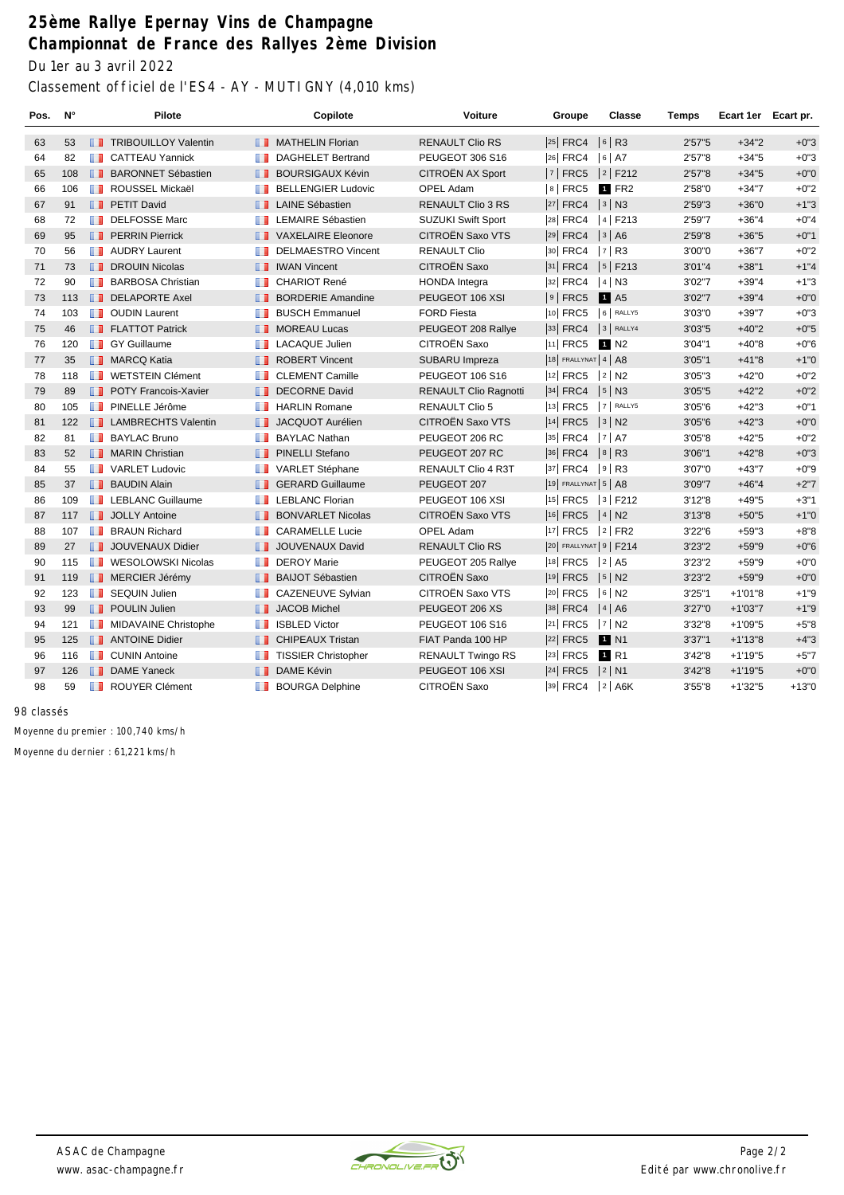# 25ème Rallye Epernay Vins de Champagne
# Championnat de France des Rallyes 2ème Division

Du 1er au 3 avril 2022

Classement officiel de l'ES4 - AY - MUTIGNY (4,010 kms)

| Pos. | N° | Pilote | Copilote | Voiture | Groupe | Classe | Temps | Ecart 1er | Ecart pr. |
|---|---|---|---|---|---|---|---|---|---|
| 63 | 53 | TRIBOUILLOY Valentin | MATHELIN Florian | RENAULT Clio RS | 25 FRC4 | 6 R3 | 2'57"5 | +34"2 | +0"3 |
| 64 | 82 | CATTEAU Yannick | DAGHELET Bertrand | PEUGEOT 306 S16 | 26 FRC4 | 6 A7 | 2'57"8 | +34"5 | +0"3 |
| 65 | 108 | BARONNET Sébastien | BOURSIGAUX Kévin | CITROËN AX Sport | 7 FRC5 | 2 F212 | 2'57"8 | +34"5 | +0"0 |
| 66 | 106 | ROUSSEL Mickaël | BELLENGIER Ludovic | OPEL Adam | 8 FRC5 | 1 FR2 | 2'58"0 | +34"7 | +0"2 |
| 67 | 91 | PETIT David | LAINE Sébastien | RENAULT Clio 3 RS | 27 FRC4 | 3 N3 | 2'59"3 | +36"0 | +1"3 |
| 68 | 72 | DELFOSSE Marc | LEMAIRE Sébastien | SUZUKI Swift Sport | 28 FRC4 | 4 F213 | 2'59"7 | +36"4 | +0"4 |
| 69 | 95 | PERRIN Pierrick | VAXELAIRE Eleonore | CITROËN Saxo VTS | 29 FRC4 | 3 A6 | 2'59"8 | +36"5 | +0"1 |
| 70 | 56 | AUDRY Laurent | DELMAESTRO Vincent | RENAULT Clio | 30 FRC4 | 7 R3 | 3'00"0 | +36"7 | +0"2 |
| 71 | 73 | DROUIN Nicolas | IWAN Vincent | CITROËN Saxo | 31 FRC4 | 5 F213 | 3'01"4 | +38"1 | +1"4 |
| 72 | 90 | BARBOSA Christian | CHARIOT René | HONDA Integra | 32 FRC4 | 4 N3 | 3'02"7 | +39"4 | +1"3 |
| 73 | 113 | DELAPORTE Axel | BORDERIE Amandine | PEUGEOT 106 XSI | 9 FRC5 | 1 A5 | 3'02"7 | +39"4 | +0"0 |
| 74 | 103 | OUDIN Laurent | BUSCH Emmanuel | FORD Fiesta | 10 FRC5 | 6 RALLY5 | 3'03"0 | +39"7 | +0"3 |
| 75 | 46 | FLATTOT Patrick | MOREAU Lucas | PEUGEOT 208 Rallye | 33 FRC4 | 3 RALLY4 | 3'03"5 | +40"2 | +0"5 |
| 76 | 120 | GY Guillaume | LACAQUE Julien | CITROËN Saxo | 11 FRC5 | 1 N2 | 3'04"1 | +40"8 | +0"6 |
| 77 | 35 | MARCQ Katia | ROBERT Vincent | SUBARU Impreza | 18 FRALLYNAT | 4 A8 | 3'05"1 | +41"8 | +1"0 |
| 78 | 118 | WETSTEIN Clément | CLEMENT Camille | PEUGEOT 106 S16 | 12 FRC5 | 2 N2 | 3'05"3 | +42"0 | +0"2 |
| 79 | 89 | POTY Francois-Xavier | DECORNE David | RENAULT Clio Ragnotti | 34 FRC4 | 5 N3 | 3'05"5 | +42"2 | +0"2 |
| 80 | 105 | PINELLE Jérôme | HARLIN Romane | RENAULT Clio 5 | 13 FRC5 | 7 RALLY5 | 3'05"6 | +42"3 | +0"1 |
| 81 | 122 | LAMBRECHTS Valentin | JACQUOT Aurélien | CITROËN Saxo VTS | 14 FRC5 | 3 N2 | 3'05"6 | +42"3 | +0"0 |
| 82 | 81 | BAYLAC Bruno | BAYLAC Nathan | PEUGEOT 206 RC | 35 FRC4 | 7 A7 | 3'05"8 | +42"5 | +0"2 |
| 83 | 52 | MARIN Christian | PINELLI Stefano | PEUGEOT 207 RC | 36 FRC4 | 8 R3 | 3'06"1 | +42"8 | +0"3 |
| 84 | 55 | VARLET Ludovic | VARLET Stéphane | RENAULT Clio 4 R3T | 37 FRC4 | 9 R3 | 3'07"0 | +43"7 | +0"9 |
| 85 | 37 | BAUDIN Alain | GERARD Guillaume | PEUGEOT 207 | 19 FRALLYNAT | 5 A8 | 3'09"7 | +46"4 | +2"7 |
| 86 | 109 | LEBLANC Guillaume | LEBLANC Florian | PEUGEOT 106 XSI | 15 FRC5 | 3 F212 | 3'12"8 | +49"5 | +3"1 |
| 87 | 117 | JOLLY Antoine | BONVARLET Nicolas | CITROËN Saxo VTS | 16 FRC5 | 4 N2 | 3'13"8 | +50"5 | +1"0 |
| 88 | 107 | BRAUN Richard | CARAMELLE Lucie | OPEL Adam | 17 FRC5 | 2 FR2 | 3'22"6 | +59"3 | +8"8 |
| 89 | 27 | JOUVENAUX Didier | JOUVENAUX David | RENAULT Clio RS | 20 FRALLYNAT | 9 F214 | 3'23"2 | +59"9 | +0"6 |
| 90 | 115 | WESOLOWSKI Nicolas | DEROY Marie | PEUGEOT 205 Rallye | 18 FRC5 | 2 A5 | 3'23"2 | +59"9 | +0"0 |
| 91 | 119 | MERCIER Jérémy | BAIJOT Sébastien | CITROËN Saxo | 19 FRC5 | 5 N2 | 3'23"2 | +59"9 | +0"0 |
| 92 | 123 | SEQUIN Julien | CAZENEUVE Sylvian | CITROËN Saxo VTS | 20 FRC5 | 6 N2 | 3'25"1 | +1'01"8 | +1"9 |
| 93 | 99 | POULIN Julien | JACOB Michel | PEUGEOT 206 XS | 38 FRC4 | 4 A6 | 3'27"0 | +1'03"7 | +1"9 |
| 94 | 121 | MIDAVAINE Christophe | ISBLED Victor | PEUGEOT 106 S16 | 21 FRC5 | 7 N2 | 3'32"8 | +1'09"5 | +5"8 |
| 95 | 125 | ANTOINE Didier | CHIPEAUX Tristan | FIAT Panda 100 HP | 22 FRC5 | 1 N1 | 3'37"1 | +1'13"8 | +4"3 |
| 96 | 116 | CUNIN Antoine | TISSIER Christopher | RENAULT Twingo RS | 23 FRC5 | 1 R1 | 3'42"8 | +1'19"5 | +5"7 |
| 97 | 126 | DAME Yaneck | DAME Kévin | PEUGEOT 106 XSI | 24 FRC5 | 2 N1 | 3'42"8 | +1'19"5 | +0"0 |
| 98 | 59 | ROUYER Clément | BOURGA Delphine | CITROËN Saxo | 39 FRC4 | 2 A6K | 3'55"8 | +1'32"5 | +13"0 |

98 classés

Moyenne du premier : 100,740 kms/h

Moyenne du dernier : 61,221 kms/h

ASAC de Champagne
www.asac-champagne.fr

Edité par www.chronolive.fr